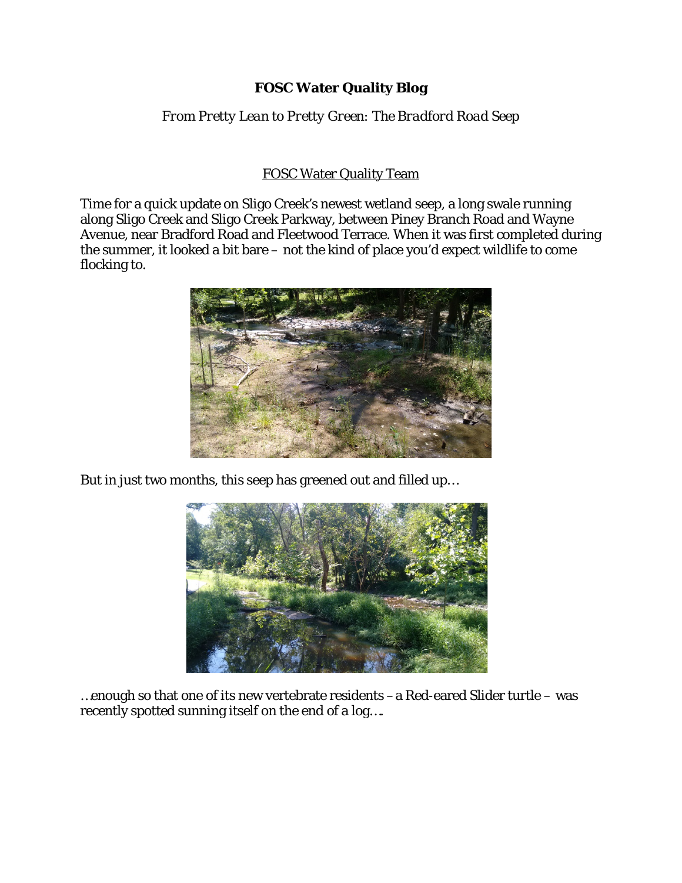# FOSC Water Quality Blog

*From Pretty Lean to Pretty Green: The Bradford Road Seep*

FOSC Water Quality Team

Time for a quick update on Sligo Creek's newest wetland seep, a long swale running along Sligo Creek and Sligo Creek Parkway, between Piney Branch Road and Wayne Avenue, near Bradford Road and Fleetwood Terrace. When it was first completed during the summer, it looked a bit bare – not the kind of place you'd expect wildlife to come flocking to.

But in just two months, this seep has greened out and filled up…

…enough so that one of its new vertebrate residents – a Red-eared Slider turtle – was recently spotted sunning itself on the end of a log….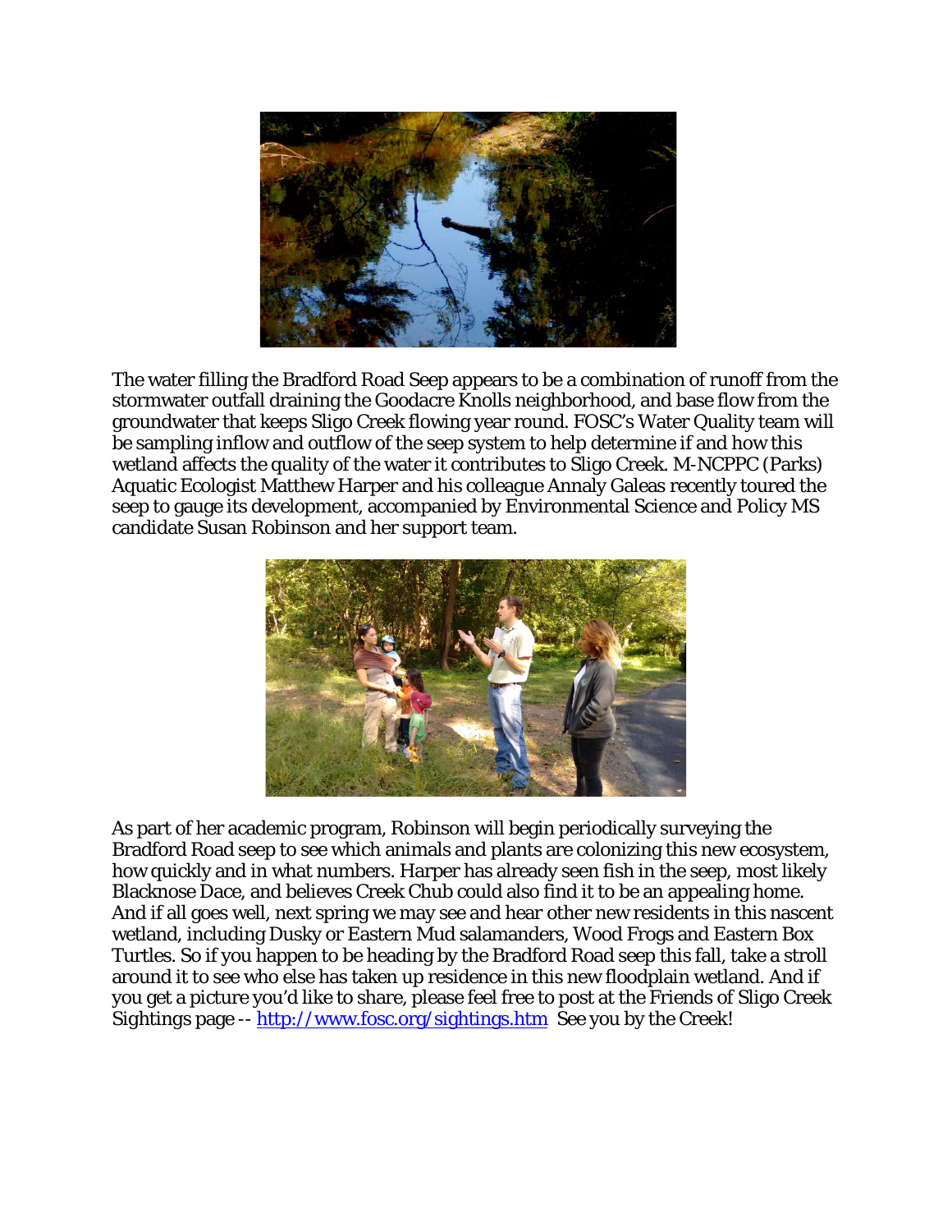The water filling the Bradford Road Seep appears to be a combination of runoff from the stormwater outfall draining the Goodacre Knolls neighborhood, and base flow from the groundwater that keeps Sligo Creek flowing year round. FOSC's Water Quality team will be sampling inflow and outflow of the seep system to help determine if and how this wetland affects the quality of the water it contributes to Sligo Creek. M-NCPPC (Parks) Aquatic Ecologist Matthew Harper and his colleague Annaly Galeas recently toured the seep to gauge its development, accompanied by Environmental Science and Policy MS candidate Susan Robinson and her support team.

As part of her academic program, Robinson will begin periodically surveying the Bradford Road seep to see which animals and plants are colonizing this new ecosystem, how quickly and in what numbers. Harper has already seen fish in the seep, most likely Blacknose Dace, and believes Creek Chub could also find it to be an appealing home. And if all goes well, next spring we may see and hear other new residents in this nascent wetland, including Dusky or Eastern Mud salamanders, Wood Frogs and Eastern Box Turtles. So if you happen to be heading by the Bradford Road seep this fall, take a stroll around it to see who else has taken up residence in this new floodplain wetland. And if you get a picture you'd like to share, please feel free to post at the Friends of Sligo Creek Sightings page -- http://www.fosc.org/sightings.htm See you by the Creek!